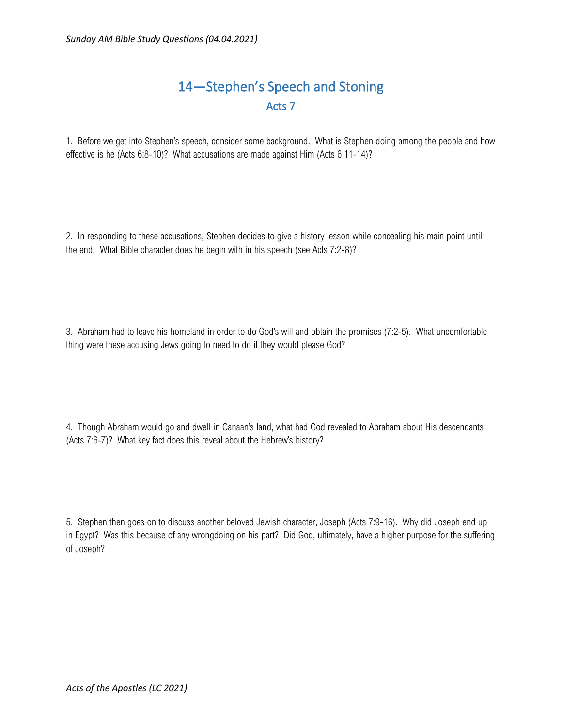# 14—Stephen's Speech and Stoning

## Acts 7

1. Before we get into Stephen's speech, consider some background. What is Stephen doing among the people and how effective is he (Acts 6:8-10)? What accusations are made against Him (Acts 6:11-14)?

2. In responding to these accusations, Stephen decides to give a history lesson while concealing his main point until the end. What Bible character does he begin with in his speech (see Acts 7:2-8)?

3. Abraham had to leave his homeland in order to do God's will and obtain the promises (7:2-5). What uncomfortable thing were these accusing Jews going to need to do if they would please God?

4. Though Abraham would go and dwell in Canaan's land, what had God revealed to Abraham about His descendants (Acts 7:6-7)? What key fact does this reveal about the Hebrew's history?

5. Stephen then goes on to discuss another beloved Jewish character, Joseph (Acts 7:9-16). Why did Joseph end up in Egypt? Was this because of any wrongdoing on his part? Did God, ultimately, have a higher purpose for the suffering of Joseph?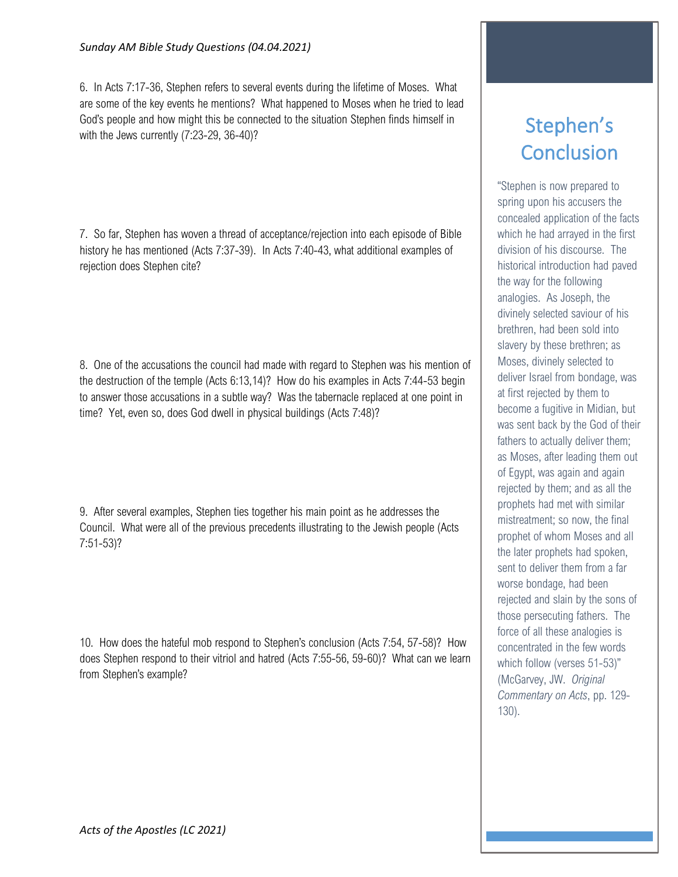6. In Acts 7:17-36, Stephen refers to several events during the lifetime of Moses. What are some of the key events he mentions? What happened to Moses when he tried to lead God's people and how might this be connected to the situation Stephen finds himself in with the Jews currently (7:23-29, 36-40)?

7. So far, Stephen has woven a thread of acceptance/rejection into each episode of Bible history he has mentioned (Acts 7:37-39). In Acts 7:40-43, what additional examples of rejection does Stephen cite?

8. One of the accusations the council had made with regard to Stephen was his mention of the destruction of the temple (Acts 6:13,14)? How do his examples in Acts 7:44-53 begin to answer those accusations in a subtle way? Was the tabernacle replaced at one point in time? Yet, even so, does God dwell in physical buildings (Acts 7:48)?

9. After several examples, Stephen ties together his main point as he addresses the Council. What were all of the previous precedents illustrating to the Jewish people (Acts 7:51-53)?

10. How does the hateful mob respond to Stephen's conclusion (Acts 7:54, 57-58)? How does Stephen respond to their vitriol and hatred (Acts 7:55-56, 59-60)? What can we learn from Stephen's example?

## Stephen's Conclusion

"Stephen is now prepared to spring upon his accusers the concealed application of the facts which he had arrayed in the first division of his discourse. The historical introduction had paved the way for the following analogies. As Joseph, the divinely selected saviour of his brethren, had been sold into slavery by these brethren; as Moses, divinely selected to deliver Israel from bondage, was at first rejected by them to become a fugitive in Midian, but was sent back by the God of their fathers to actually deliver them; as Moses, after leading them out of Egypt, was again and again rejected by them; and as all the prophets had met with similar mistreatment; so now, the final prophet of whom Moses and all the later prophets had spoken, sent to deliver them from a far worse bondage, had been rejected and slain by the sons of those persecuting fathers. The force of all these analogies is concentrated in the few words which follow (verses 51-53)" (McGarvey, JW. *Original Commentary on Acts*, pp. 129-130).